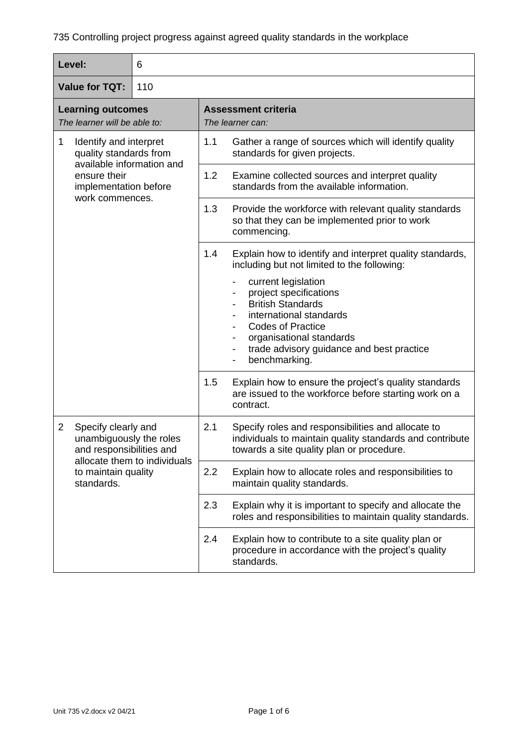735 Controlling project progress against agreed quality standards in the workplace

| **Level:** | 6 |
|---|---|
| **Value for TQT:** | 110 |

| **Learning outcomes**<br>*The learner will be able to:* | **Assessment criteria**<br>*The learner can:* |
|---|---|
| 1 Identify and interpret quality standards from available information and ensure their implementation before work commences. | 1.1 Gather a range of sources which will identify quality standards for given projects. |
| | 1.2 Examine collected sources and interpret quality standards from the available information. |
| | 1.3 Provide the workforce with relevant quality standards so that they can be implemented prior to work commencing. |
| | 1.4 Explain how to identify and interpret quality standards, including but not limited to the following:<br>- current legislation<br>- project specifications<br>- British Standards<br>- international standards<br>- Codes of Practice<br>- organisational standards<br>- trade advisory guidance and best practice<br>- benchmarking. |
| | 1.5 Explain how to ensure the project's quality standards are issued to the workforce before starting work on a contract. |
| 2 Specify clearly and unambiguously the roles and responsibilities and allocate them to individuals to maintain quality standards. | 2.1 Specify roles and responsibilities and allocate to individuals to maintain quality standards and contribute towards a site quality plan or procedure. |
| | 2.2 Explain how to allocate roles and responsibilities to maintain quality standards. |
| | 2.3 Explain why it is important to specify and allocate the roles and responsibilities to maintain quality standards. |
| | 2.4 Explain how to contribute to a site quality plan or procedure in accordance with the project's quality standards. |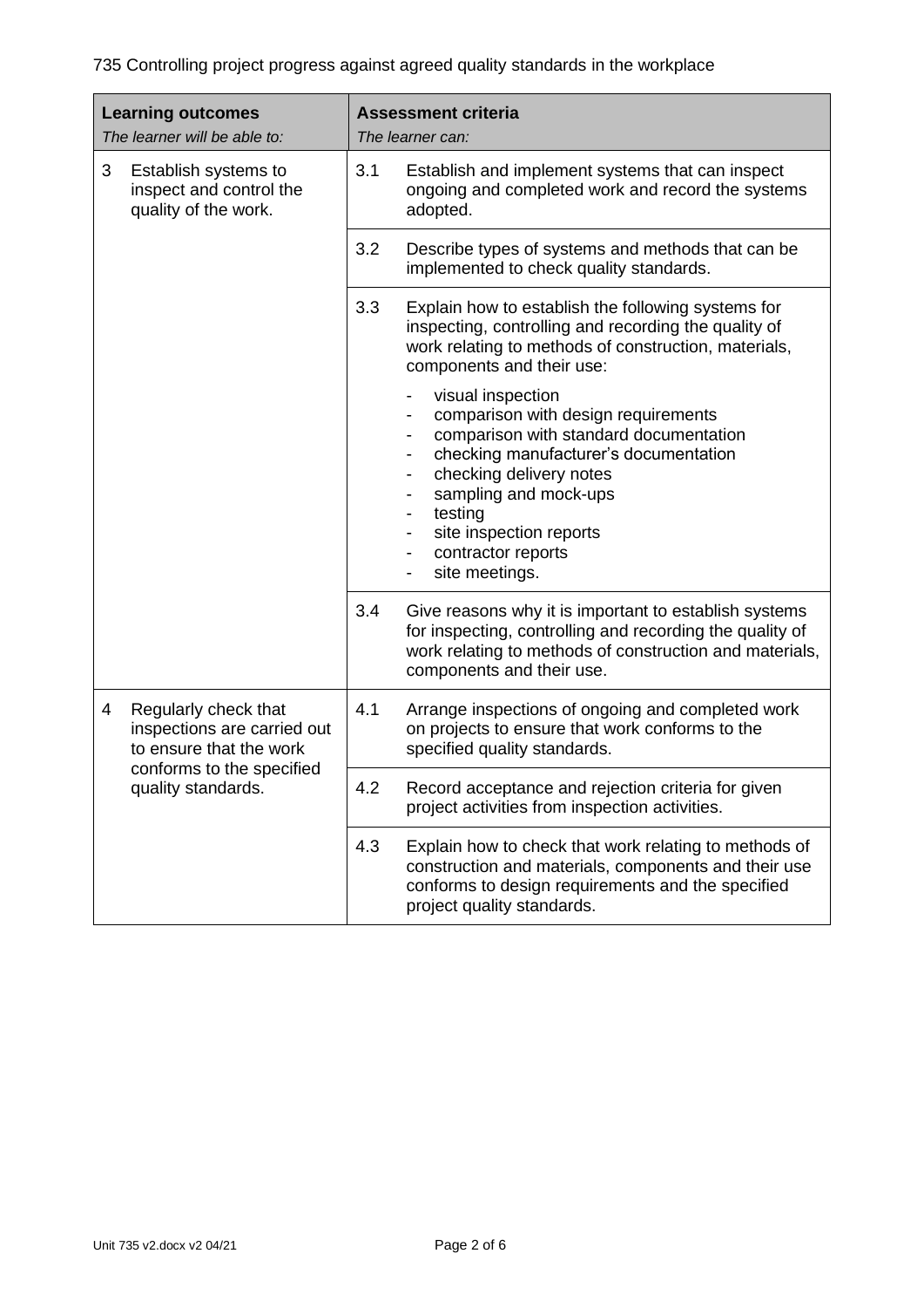735 Controlling project progress against agreed quality standards in the workplace

| **Learning outcomes**<br>*The learner will be able to:* | **Assessment criteria**<br>*The learner can:* |
|---|---|
| 3 Establish systems to inspect and control the quality of the work. | 3.1 Establish and implement systems that can inspect ongoing and completed work and record the systems adopted. |
| | 3.2 Describe types of systems and methods that can be implemented to check quality standards. |
| | 3.3 Explain how to establish the following systems for inspecting, controlling and recording the quality of work relating to methods of construction, materials, components and their use:<br>- visual inspection<br>- comparison with design requirements<br>- comparison with standard documentation<br>- checking manufacturer's documentation<br>- checking delivery notes<br>- sampling and mock-ups<br>- testing<br>- site inspection reports<br>- contractor reports<br>- site meetings. |
| | 3.4 Give reasons why it is important to establish systems for inspecting, controlling and recording the quality of work relating to methods of construction and materials, components and their use. |
| 4 Regularly check that inspections are carried out to ensure that the work conforms to the specified quality standards. | 4.1 Arrange inspections of ongoing and completed work on projects to ensure that work conforms to the specified quality standards. |
| | 4.2 Record acceptance and rejection criteria for given project activities from inspection activities. |
| | 4.3 Explain how to check that work relating to methods of construction and materials, components and their use conforms to design requirements and the specified project quality standards. |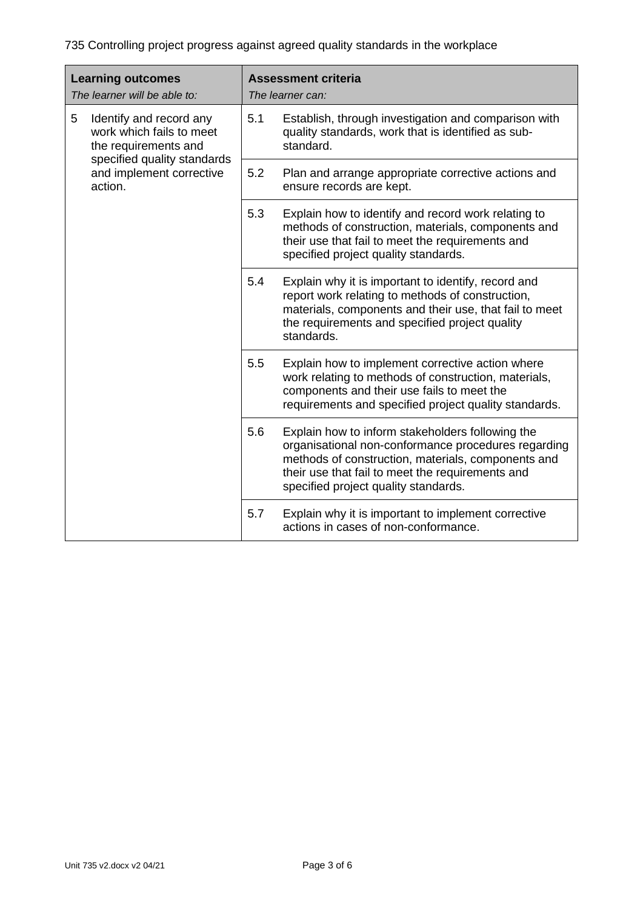735 Controlling project progress against agreed quality standards in the workplace

| **Learning outcomes**<br>*The learner will be able to:* | **Assessment criteria**<br>*The learner can:* | |
|---|---|---|
| 5 Identify and record any work which fails to meet the requirements and specified quality standards and implement corrective action. | 5.1 | Establish, through investigation and comparison with quality standards, work that is identified as sub-standard. |
| | 5.2 | Plan and arrange appropriate corrective actions and ensure records are kept. |
| | 5.3 | Explain how to identify and record work relating to methods of construction, materials, components and their use that fail to meet the requirements and specified project quality standards. |
| | 5.4 | Explain why it is important to identify, record and report work relating to methods of construction, materials, components and their use, that fail to meet the requirements and specified project quality standards. |
| | 5.5 | Explain how to implement corrective action where work relating to methods of construction, materials, components and their use fails to meet the requirements and specified project quality standards. |
| | 5.6 | Explain how to inform stakeholders following the organisational non-conformance procedures regarding methods of construction, materials, components and their use that fail to meet the requirements and specified project quality standards. |
| | 5.7 | Explain why it is important to implement corrective actions in cases of non-conformance. |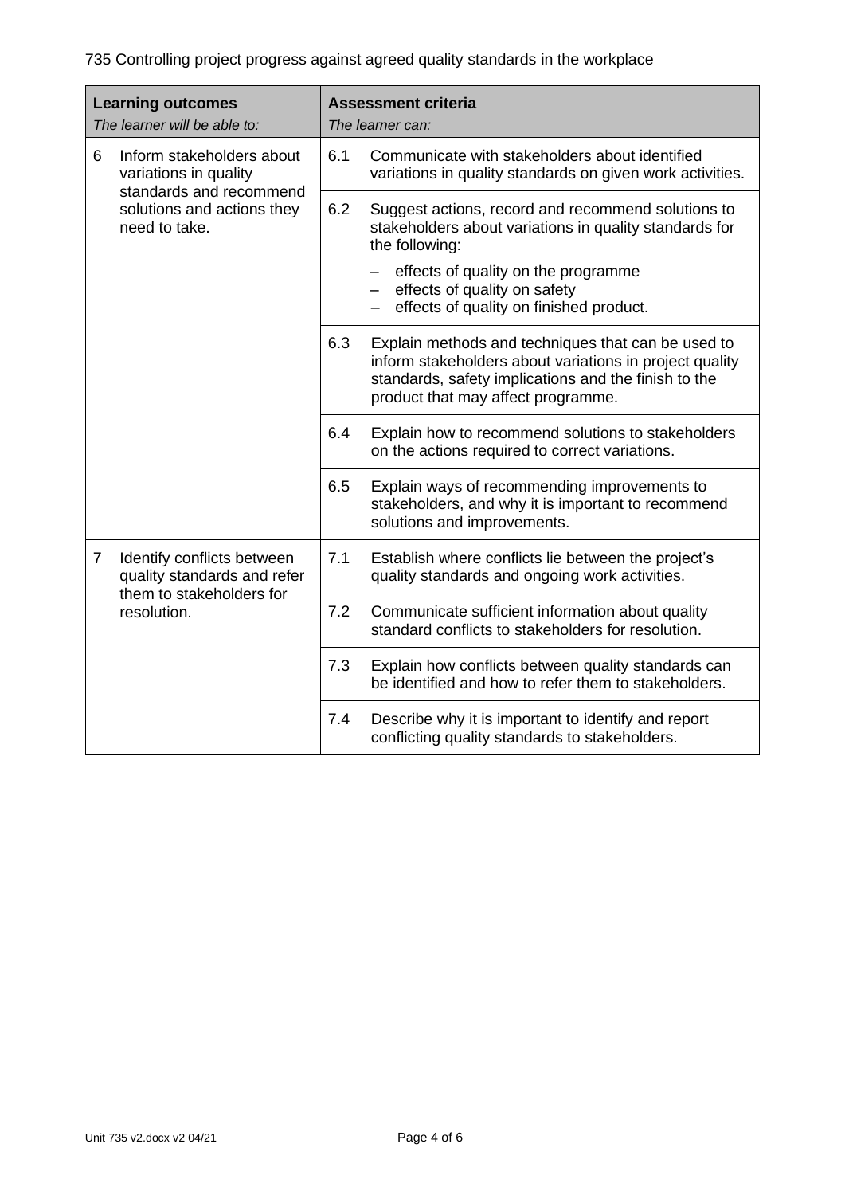735 Controlling project progress against agreed quality standards in the workplace

| **Learning outcomes**<br>*The learner will be able to:* | **Assessment criteria**<br>*The learner can:* |
|---|---|
| 6 Inform stakeholders about variations in quality standards and recommend solutions and actions they need to take. | 6.1 Communicate with stakeholders about identified variations in quality standards on given work activities. |
| | 6.2 Suggest actions, record and recommend solutions to stakeholders about variations in quality standards for the following:<br>– effects of quality on the programme<br>– effects of quality on safety<br>– effects of quality on finished product. |
| | 6.3 Explain methods and techniques that can be used to inform stakeholders about variations in project quality standards, safety implications and the finish to the product that may affect programme. |
| | 6.4 Explain how to recommend solutions to stakeholders on the actions required to correct variations. |
| | 6.5 Explain ways of recommending improvements to stakeholders, and why it is important to recommend solutions and improvements. |
| 7 Identify conflicts between quality standards and refer them to stakeholders for resolution. | 7.1 Establish where conflicts lie between the project's quality standards and ongoing work activities. |
| | 7.2 Communicate sufficient information about quality standard conflicts to stakeholders for resolution. |
| | 7.3 Explain how conflicts between quality standards can be identified and how to refer them to stakeholders. |
| | 7.4 Describe why it is important to identify and report conflicting quality standards to stakeholders. |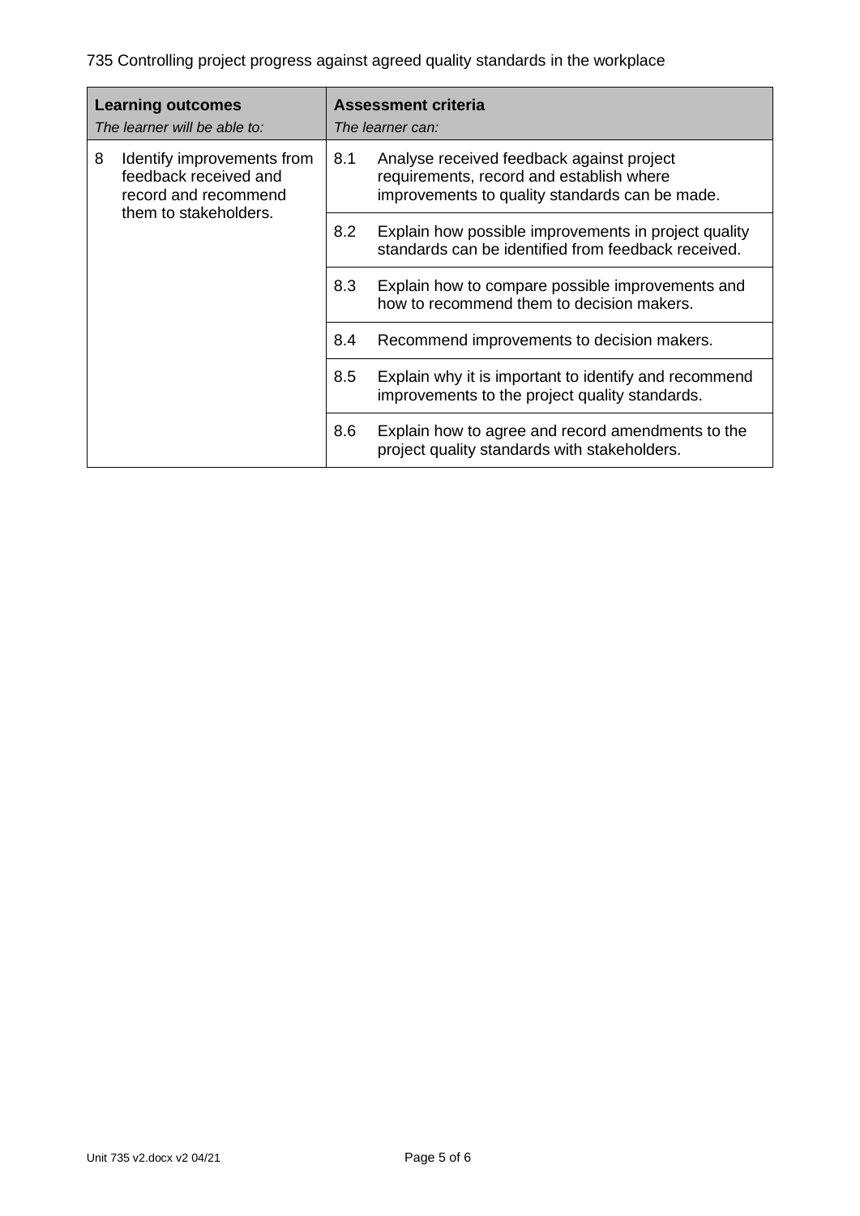735 Controlling project progress against agreed quality standards in the workplace

| **Learning outcomes**<br>*The learner will be able to:* | **Assessment criteria**<br>*The learner can:* | |
|---|---|---|
| 8 Identify improvements from feedback received and record and recommend them to stakeholders. | 8.1 | Analyse received feedback against project requirements, record and establish where improvements to quality standards can be made. |
| | 8.2 | Explain how possible improvements in project quality standards can be identified from feedback received. |
| | 8.3 | Explain how to compare possible improvements and how to recommend them to decision makers. |
| | 8.4 | Recommend improvements to decision makers. |
| | 8.5 | Explain why it is important to identify and recommend improvements to the project quality standards. |
| | 8.6 | Explain how to agree and record amendments to the project quality standards with stakeholders. |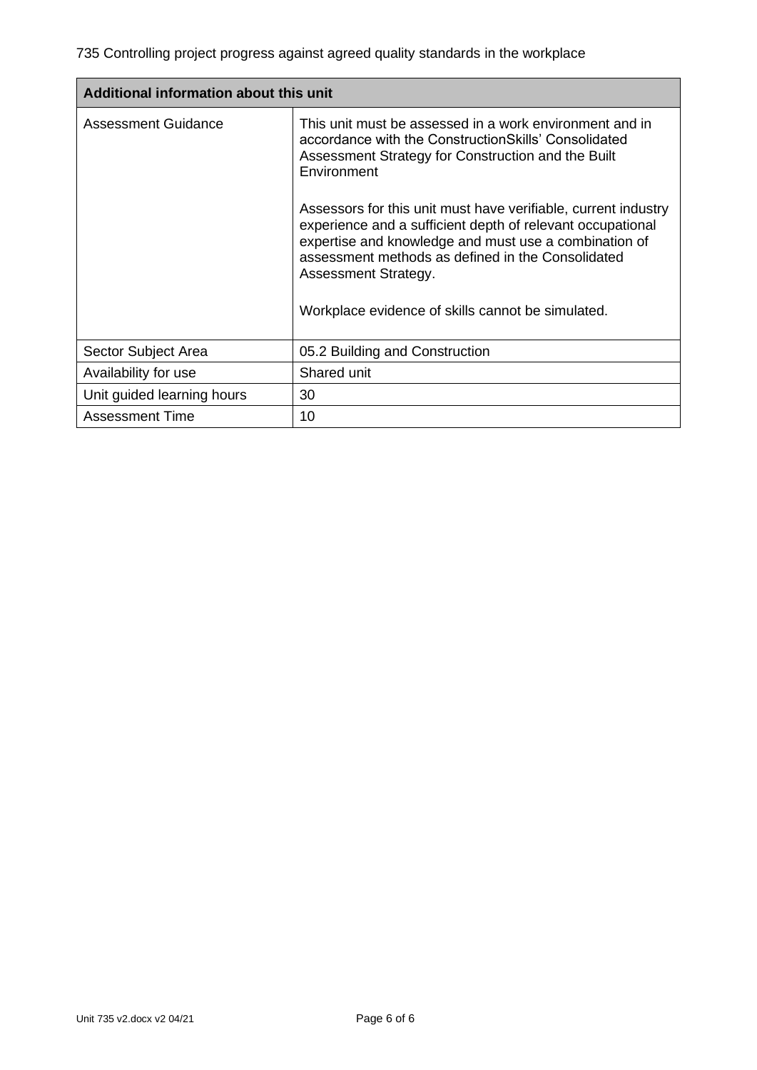| Additional information about this unit | |
|---|---|
| Assessment Guidance | This unit must be assessed in a work environment and in accordance with the ConstructionSkills' Consolidated Assessment Strategy for Construction and the Built Environment<br><br>Assessors for this unit must have verifiable, current industry experience and a sufficient depth of relevant occupational expertise and knowledge and must use a combination of assessment methods as defined in the Consolidated Assessment Strategy.<br><br>Workplace evidence of skills cannot be simulated. |
| Sector Subject Area | 05.2 Building and Construction |
| Availability for use | Shared unit |
| Unit guided learning hours | 30 |
| Assessment Time | 10 |